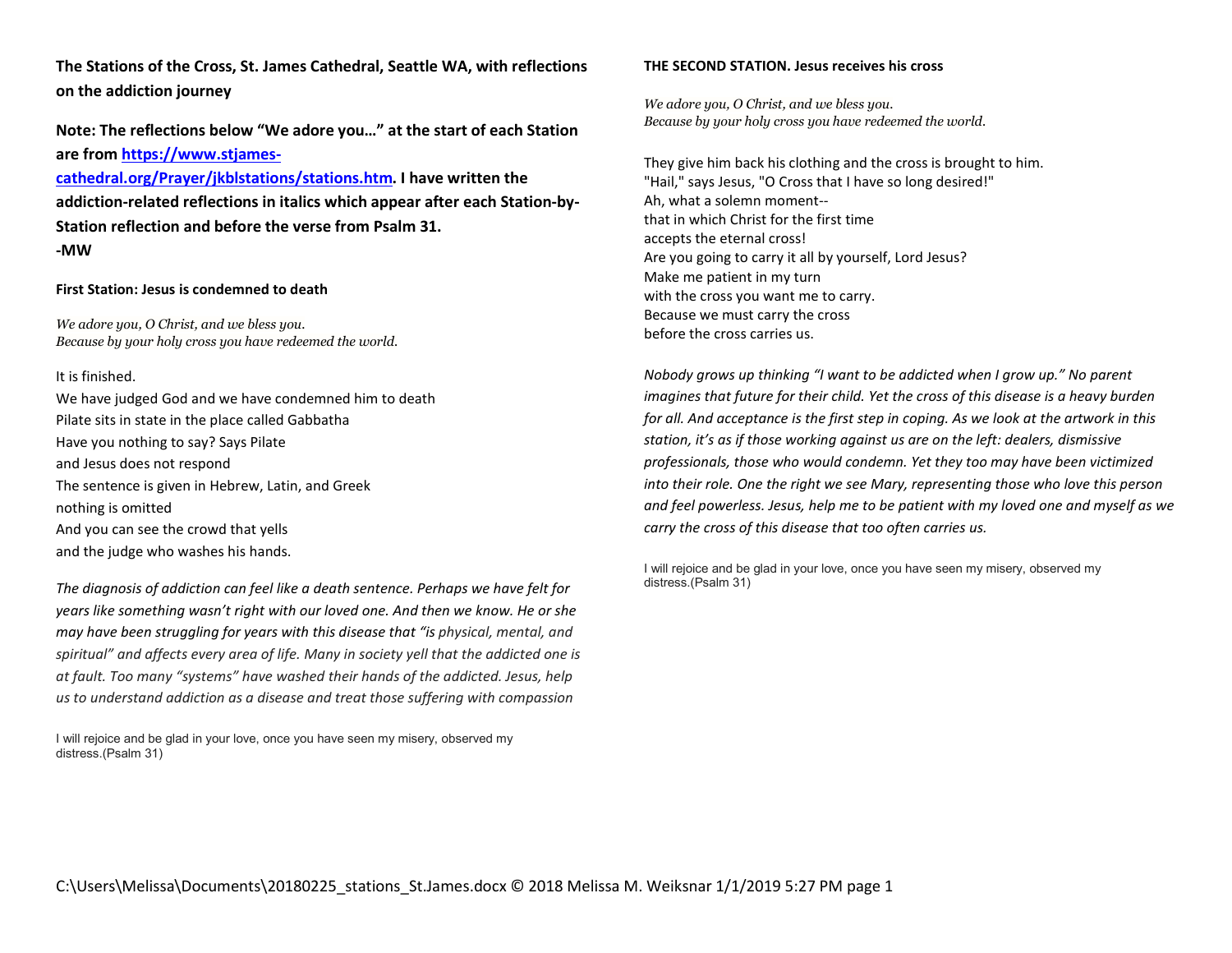**The Stations of the Cross, St. James Cathedral, Seattle WA, with reflections on the addiction journey**

**Note: The reflections below "We adore you…" at the start of each Station are from [https://www.stjames-cathedral.org/Prayer/jkblstations/stations.htm](https://www.stjames-cathedral.org/Prayer/jkblstations/stations.htm). I have written the addiction-related reflections in italics which appear after each Station-by-Station reflection and before the verse from Psalm 31.**
**-MW**

### First Station: Jesus is condemned to death

*We adore you, O Christ, and we bless you.*
*Because by your holy cross you have redeemed the world.*

It is finished.
We have judged God and we have condemned him to death
Pilate sits in state in the place called Gabbatha
Have you nothing to say? Says Pilate
and Jesus does not respond
The sentence is given in Hebrew, Latin, and Greek
nothing is omitted
And you can see the crowd that yells
and the judge who washes his hands.

*The diagnosis of addiction can feel like a death sentence. Perhaps we have felt for years like something wasn't right with our loved one. And then we know. He or she may have been struggling for years with this disease that "is physical, mental, and spiritual" and affects every area of life. Many in society yell that the addicted one is at fault. Too many "systems" have washed their hands of the addicted. Jesus, help us to understand addiction as a disease and treat those suffering with compassion*

I will rejoice and be glad in your love, once you have seen my misery, observed my distress.(Psalm 31)

### THE SECOND STATION. Jesus receives his cross

*We adore you, O Christ, and we bless you.*
*Because by your holy cross you have redeemed the world.*

They give him back his clothing and the cross is brought to him.
"Hail," says Jesus, "O Cross that I have so long desired!"
Ah, what a solemn moment--
that in which Christ for the first time
accepts the eternal cross!
Are you going to carry it all by yourself, Lord Jesus?
Make me patient in my turn
with the cross you want me to carry.
Because we must carry the cross
before the cross carries us.

*Nobody grows up thinking "I want to be addicted when I grow up." No parent imagines that future for their child. Yet the cross of this disease is a heavy burden for all. And acceptance is the first step in coping. As we look at the artwork in this station, it's as if those working against us are on the left: dealers, dismissive professionals, those who would condemn. Yet they too may have been victimized into their role. One the right we see Mary, representing those who love this person and feel powerless. Jesus, help me to be patient with my loved one and myself as we carry the cross of this disease that too often carries us.*

I will rejoice and be glad in your love, once you have seen my misery, observed my distress.(Psalm 31)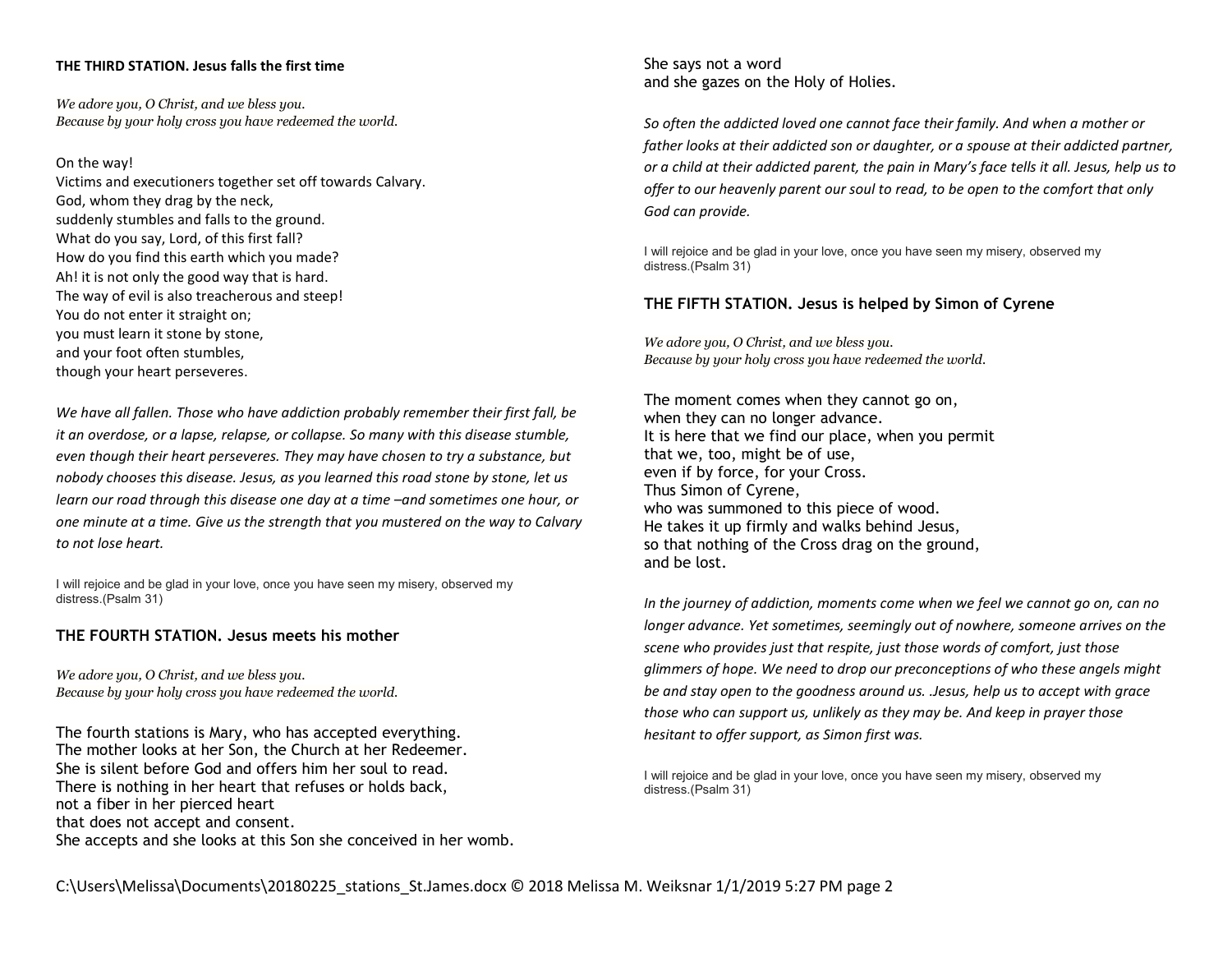## THE THIRD STATION. Jesus falls the first time

*We adore you, O Christ, and we bless you.*
*Because by your holy cross you have redeemed the world.*

On the way!
Victims and executioners together set off towards Calvary.
God, whom they drag by the neck,
suddenly stumbles and falls to the ground.
What do you say, Lord, of this first fall?
How do you find this earth which you made?
Ah! it is not only the good way that is hard.
The way of evil is also treacherous and steep!
You do not enter it straight on;
you must learn it stone by stone,
and your foot often stumbles,
though your heart perseveres.

*We have all fallen. Those who have addiction probably remember their first fall, be it an overdose, or a lapse, relapse, or collapse. So many with this disease stumble, even though their heart perseveres. They may have chosen to try a substance, but nobody chooses this disease. Jesus, as you learned this road stone by stone, let us learn our road through this disease one day at a time –and sometimes one hour, or one minute at a time. Give us the strength that you mustered on the way to Calvary to not lose heart.*

I will rejoice and be glad in your love, once you have seen my misery, observed my distress.(Psalm 31)

## THE FOURTH STATION. Jesus meets his mother

*We adore you, O Christ, and we bless you.*
*Because by your holy cross you have redeemed the world.*

The fourth stations is Mary, who has accepted everything.
The mother looks at her Son, the Church at her Redeemer.
She is silent before God and offers him her soul to read.
There is nothing in her heart that refuses or holds back,
not a fiber in her pierced heart
that does not accept and consent.
She accepts and she looks at this Son she conceived in her womb.
She says not a word
and she gazes on the Holy of Holies.

*So often the addicted loved one cannot face their family. And when a mother or father looks at their addicted son or daughter, or a spouse at their addicted partner, or a child at their addicted parent, the pain in Mary's face tells it all. Jesus, help us to offer to our heavenly parent our soul to read, to be open to the comfort that only God can provide.*

I will rejoice and be glad in your love, once you have seen my misery, observed my distress.(Psalm 31)

## THE FIFTH STATION. Jesus is helped by Simon of Cyrene

*We adore you, O Christ, and we bless you.*
*Because by your holy cross you have redeemed the world.*

The moment comes when they cannot go on,
when they can no longer advance.
It is here that we find our place, when you permit
that we, too, might be of use,
even if by force, for your Cross.
Thus Simon of Cyrene,
who was summoned to this piece of wood.
He takes it up firmly and walks behind Jesus,
so that nothing of the Cross drag on the ground,
and be lost.

*In the journey of addiction, moments come when we feel we cannot go on, can no longer advance. Yet sometimes, seemingly out of nowhere, someone arrives on the scene who provides just that respite, just those words of comfort, just those glimmers of hope. We need to drop our preconceptions of who these angels might be and stay open to the goodness around us. .Jesus, help us to accept with grace those who can support us, unlikely as they may be. And keep in prayer those hesitant to offer support, as Simon first was.*

I will rejoice and be glad in your love, once you have seen my misery, observed my distress.(Psalm 31)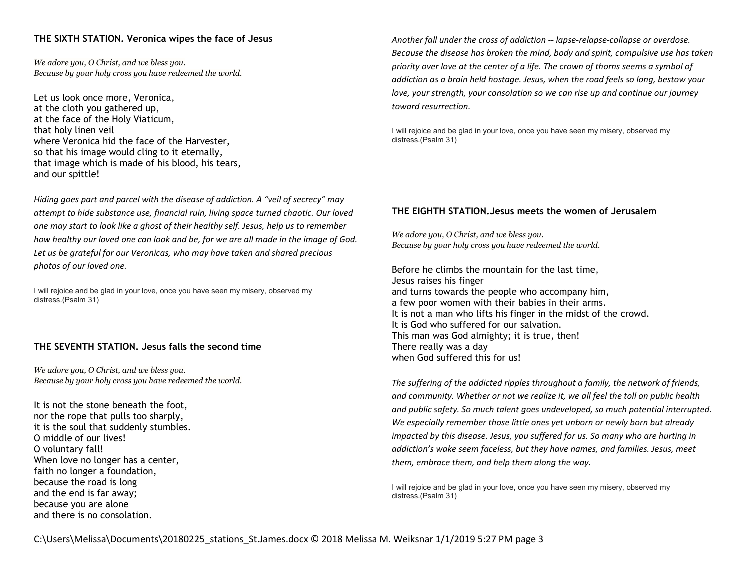## THE SIXTH STATION. Veronica wipes the face of Jesus

*We adore you, O Christ, and we bless you.*
*Because by your holy cross you have redeemed the world.*

Let us look once more, Veronica,
at the cloth you gathered up,
at the face of the Holy Viaticum,
that holy linen veil
where Veronica hid the face of the Harvester,
so that his image would cling to it eternally,
that image which is made of his blood, his tears,
and our spittle!

*Hiding goes part and parcel with the disease of addiction. A "veil of secrecy" may attempt to hide substance use, financial ruin, living space turned chaotic. Our loved one may start to look like a ghost of their healthy self. Jesus, help us to remember how healthy our loved one can look and be, for we are all made in the image of God. Let us be grateful for our Veronicas, who may have taken and shared precious photos of our loved one.*

I will rejoice and be glad in your love, once you have seen my misery, observed my distress.(Psalm 31)

## THE SEVENTH STATION. Jesus falls the second time

*We adore you, O Christ, and we bless you.*
*Because by your holy cross you have redeemed the world.*

It is not the stone beneath the foot,
nor the rope that pulls too sharply,
it is the soul that suddenly stumbles.
O middle of our lives!
O voluntary fall!
When love no longer has a center,
faith no longer a foundation,
because the road is long
and the end is far away;
because you are alone
and there is no consolation.

*Another fall under the cross of addiction -- lapse-relapse-collapse or overdose. Because the disease has broken the mind, body and spirit, compulsive use has taken priority over love at the center of a life. The crown of thorns seems a symbol of addiction as a brain held hostage. Jesus, when the road feels so long, bestow your love, your strength, your consolation so we can rise up and continue our journey toward resurrection.*

I will rejoice and be glad in your love, once you have seen my misery, observed my distress.(Psalm 31)

## THE EIGHTH STATION.Jesus meets the women of Jerusalem

*We adore you, O Christ, and we bless you.*
*Because by your holy cross you have redeemed the world.*

Before he climbs the mountain for the last time,
Jesus raises his finger
and turns towards the people who accompany him,
a few poor women with their babies in their arms.
It is not a man who lifts his finger in the midst of the crowd.
It is God who suffered for our salvation.
This man was God almighty; it is true, then!
There really was a day
when God suffered this for us!

*The suffering of the addicted ripples throughout a family, the network of friends, and community. Whether or not we realize it, we all feel the toll on public health and public safety. So much talent goes undeveloped, so much potential interrupted. We especially remember those little ones yet unborn or newly born but already impacted by this disease. Jesus, you suffered for us. So many who are hurting in addiction's wake seem faceless, but they have names, and families. Jesus, meet them, embrace them, and help them along the way.*

I will rejoice and be glad in your love, once you have seen my misery, observed my distress.(Psalm 31)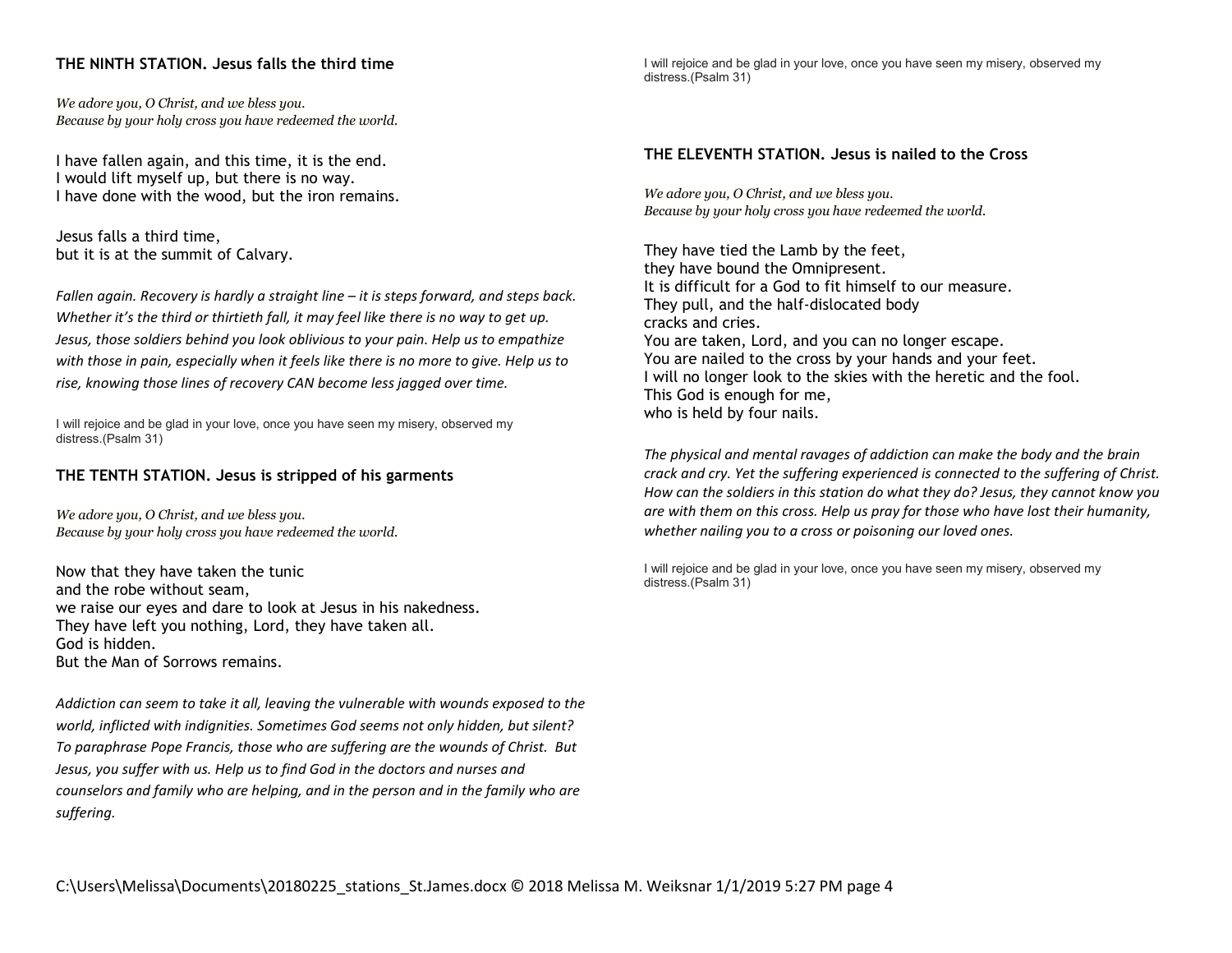## THE NINTH STATION. Jesus falls the third time

*We adore you, O Christ, and we bless you.*
*Because by your holy cross you have redeemed the world.*

I have fallen again, and this time, it is the end.
I would lift myself up, but there is no way.
I have done with the wood, but the iron remains.

Jesus falls a third time,
but it is at the summit of Calvary.

*Fallen again. Recovery is hardly a straight line – it is steps forward, and steps back. Whether it's the third or thirtieth fall, it may feel like there is no way to get up. Jesus, those soldiers behind you look oblivious to your pain. Help us to empathize with those in pain, especially when it feels like there is no more to give. Help us to rise, knowing those lines of recovery CAN become less jagged over time.*

I will rejoice and be glad in your love, once you have seen my misery, observed my distress.(Psalm 31)

## THE TENTH STATION. Jesus is stripped of his garments

*We adore you, O Christ, and we bless you.*
*Because by your holy cross you have redeemed the world.*

Now that they have taken the tunic
and the robe without seam,
we raise our eyes and dare to look at Jesus in his nakedness.
They have left you nothing, Lord, they have taken all.
God is hidden.
But the Man of Sorrows remains.

*Addiction can seem to take it all, leaving the vulnerable with wounds exposed to the world, inflicted with indignities. Sometimes God seems not only hidden, but silent? To paraphrase Pope Francis, those who are suffering are the wounds of Christ. But Jesus, you suffer with us. Help us to find God in the doctors and nurses and counselors and family who are helping, and in the person and in the family who are suffering.*

I will rejoice and be glad in your love, once you have seen my misery, observed my distress.(Psalm 31)

## THE ELEVENTH STATION. Jesus is nailed to the Cross

*We adore you, O Christ, and we bless you.*
*Because by your holy cross you have redeemed the world.*

They have tied the Lamb by the feet,
they have bound the Omnipresent.
It is difficult for a God to fit himself to our measure.
They pull, and the half-dislocated body
cracks and cries.
You are taken, Lord, and you can no longer escape.
You are nailed to the cross by your hands and your feet.
I will no longer look to the skies with the heretic and the fool.
This God is enough for me,
who is held by four nails.

*The physical and mental ravages of addiction can make the body and the brain crack and cry. Yet the suffering experienced is connected to the suffering of Christ. How can the soldiers in this station do what they do? Jesus, they cannot know you are with them on this cross. Help us pray for those who have lost their humanity, whether nailing you to a cross or poisoning our loved ones.*

I will rejoice and be glad in your love, once you have seen my misery, observed my distress.(Psalm 31)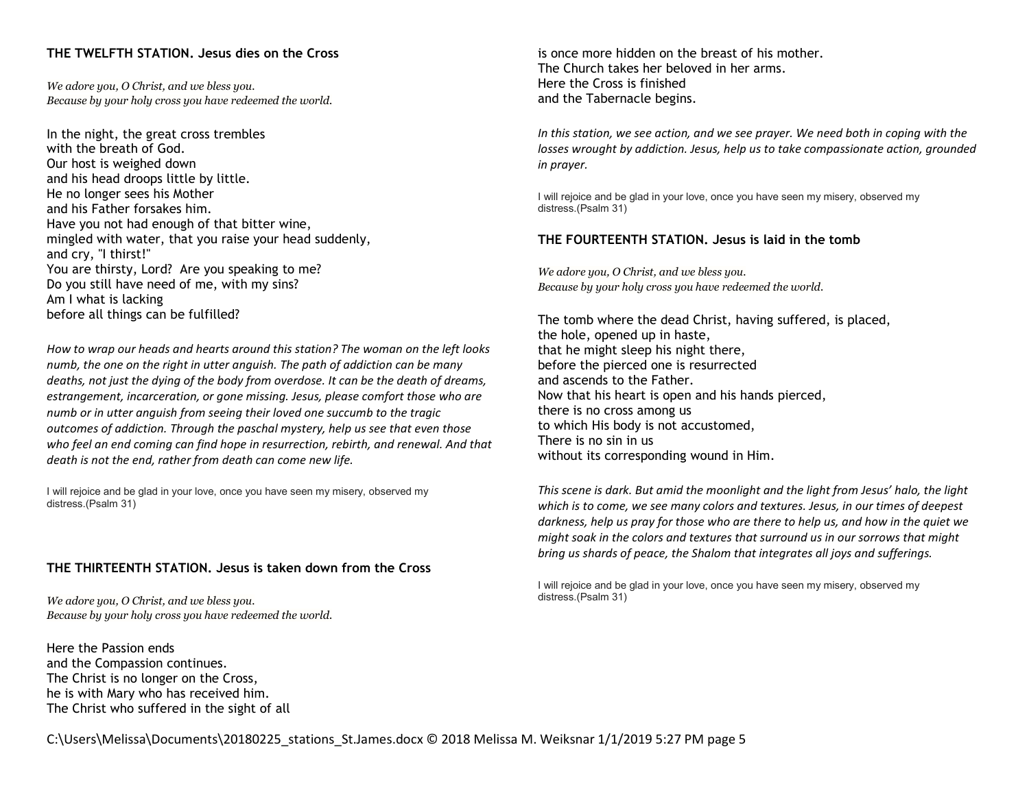### THE TWELFTH STATION. Jesus dies on the Cross

*We adore you, O Christ, and we bless you.*
*Because by your holy cross you have redeemed the world.*

In the night, the great cross trembles
with the breath of God.
Our host is weighed down
and his head droops little by little.
He no longer sees his Mother
and his Father forsakes him.
Have you not had enough of that bitter wine,
mingled with water, that you raise your head suddenly,
and cry, "I thirst!"
You are thirsty, Lord? Are you speaking to me?
Do you still have need of me, with my sins?
Am I what is lacking
before all things can be fulfilled?

*How to wrap our heads and hearts around this station? The woman on the left looks numb, the one on the right in utter anguish. The path of addiction can be many deaths, not just the dying of the body from overdose. It can be the death of dreams, estrangement, incarceration, or gone missing. Jesus, please comfort those who are numb or in utter anguish from seeing their loved one succumb to the tragic outcomes of addiction. Through the paschal mystery, help us see that even those who feel an end coming can find hope in resurrection, rebirth, and renewal. And that death is not the end, rather from death can come new life.*

I will rejoice and be glad in your love, once you have seen my misery, observed my distress.(Psalm 31)

### THE THIRTEENTH STATION. Jesus is taken down from the Cross

*We adore you, O Christ, and we bless you.*
*Because by your holy cross you have redeemed the world.*

Here the Passion ends
and the Compassion continues.
The Christ is no longer on the Cross,
he is with Mary who has received him.
The Christ who suffered in the sight of all
is once more hidden on the breast of his mother.
The Church takes her beloved in her arms.
Here the Cross is finished
and the Tabernacle begins.

*In this station, we see action, and we see prayer. We need both in coping with the losses wrought by addiction. Jesus, help us to take compassionate action, grounded in prayer.*

I will rejoice and be glad in your love, once you have seen my misery, observed my distress.(Psalm 31)

### THE FOURTEENTH STATION. Jesus is laid in the tomb

*We adore you, O Christ, and we bless you.*
*Because by your holy cross you have redeemed the world.*

The tomb where the dead Christ, having suffered, is placed,
the hole, opened up in haste,
that he might sleep his night there,
before the pierced one is resurrected
and ascends to the Father.
Now that his heart is open and his hands pierced,
there is no cross among us
to which His body is not accustomed,
There is no sin in us
without its corresponding wound in Him.

*This scene is dark. But amid the moonlight and the light from Jesus' halo, the light which is to come, we see many colors and textures. Jesus, in our times of deepest darkness, help us pray for those who are there to help us, and how in the quiet we might soak in the colors and textures that surround us in our sorrows that might bring us shards of peace, the Shalom that integrates all joys and sufferings.*

I will rejoice and be glad in your love, once you have seen my misery, observed my distress.(Psalm 31)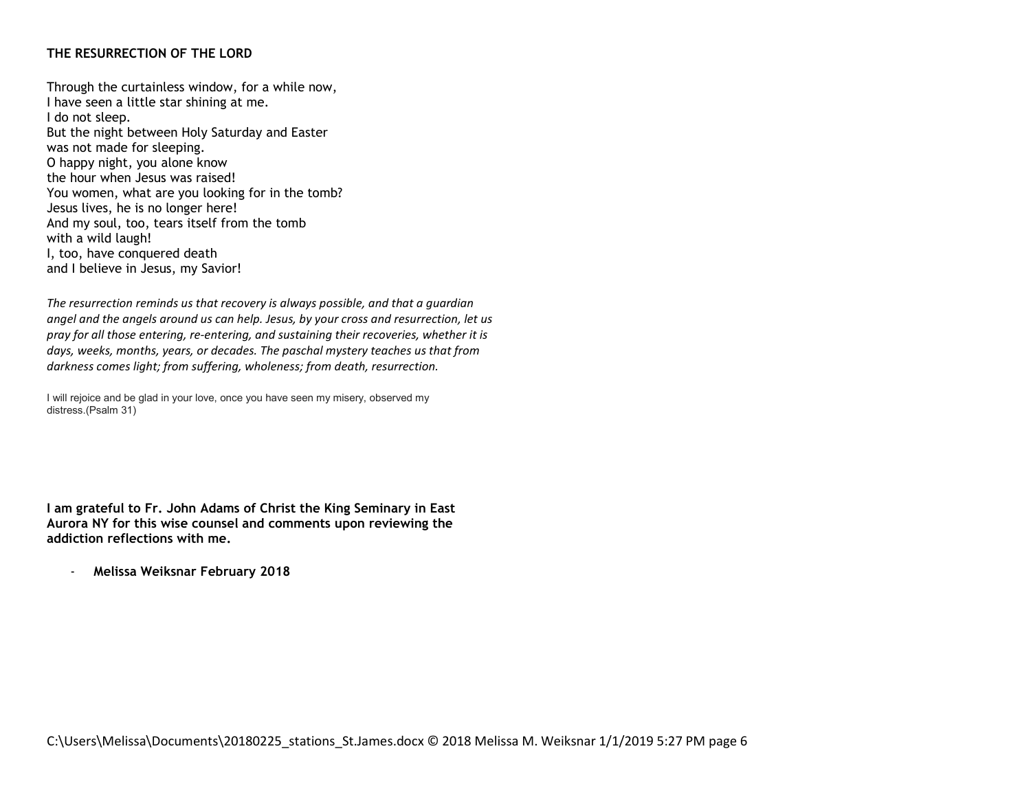**THE RESURRECTION OF THE LORD**

Through the curtainless window, for a while now,
I have seen a little star shining at me.
I do not sleep.
But the night between Holy Saturday and Easter
was not made for sleeping.
O happy night, you alone know
the hour when Jesus was raised!
You women, what are you looking for in the tomb?
Jesus lives, he is no longer here!
And my soul, too, tears itself from the tomb
with a wild laugh!
I, too, have conquered death
and I believe in Jesus, my Savior!

*The resurrection reminds us that recovery is always possible, and that a guardian angel and the angels around us can help. Jesus, by your cross and resurrection, let us pray for all those entering, re-entering, and sustaining their recoveries, whether it is days, weeks, months, years, or decades. The paschal mystery teaches us that from darkness comes light; from suffering, wholeness; from death, resurrection.*

I will rejoice and be glad in your love, once you have seen my misery, observed my distress.(Psalm 31)

**I am grateful to Fr. John Adams of Christ the King Seminary in East Aurora NY for this wise counsel and comments upon reviewing the addiction reflections with me.**

- **Melissa Weiksnar February 2018**